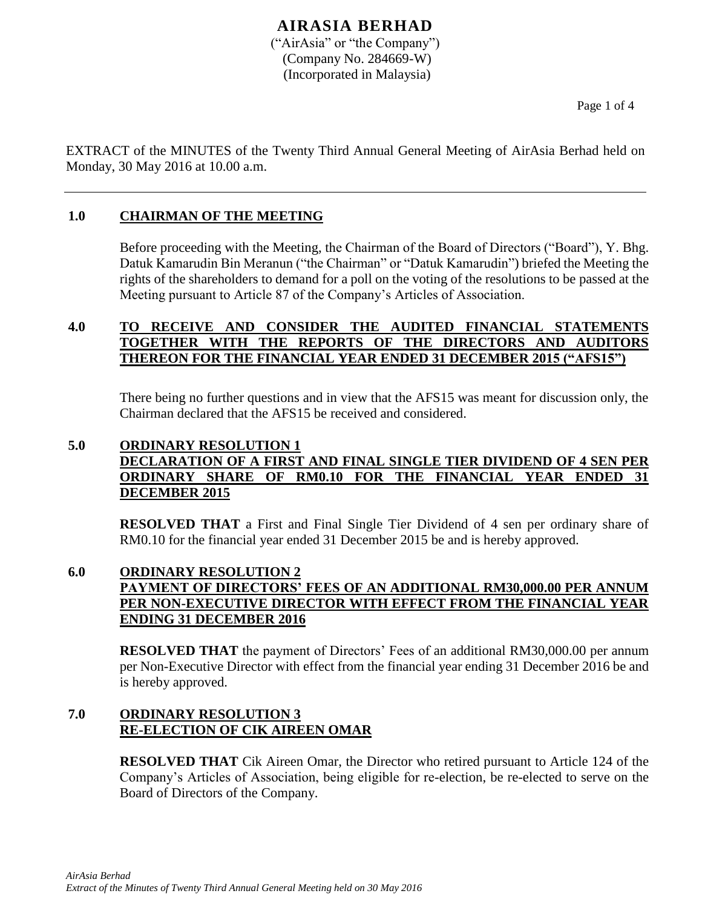# AIRASIA BERHAD

("AirAsia" or "the Company")
(Company No. 284669-W)
(Incorporated in Malaysia)

EXTRACT of the MINUTES of the Twenty Third Annual General Meeting of AirAsia Berhad held on Monday, 30 May 2016 at 10.00 a.m.

---

## 1.0 CHAIRMAN OF THE MEETING

Before proceeding with the Meeting, the Chairman of the Board of Directors ("Board"), Y. Bhg. Datuk Kamarudin Bin Meranun ("the Chairman" or "Datuk Kamarudin") briefed the Meeting the rights of the shareholders to demand for a poll on the voting of the resolutions to be passed at the Meeting pursuant to Article 87 of the Company's Articles of Association.

## 4.0 TO RECEIVE AND CONSIDER THE AUDITED FINANCIAL STATEMENTS TOGETHER WITH THE REPORTS OF THE DIRECTORS AND AUDITORS THEREON FOR THE FINANCIAL YEAR ENDED 31 DECEMBER 2015 ("AFS15")

There being no further questions and in view that the AFS15 was meant for discussion only, the Chairman declared that the AFS15 be received and considered.

## 5.0 ORDINARY RESOLUTION 1 DECLARATION OF A FIRST AND FINAL SINGLE TIER DIVIDEND OF 4 SEN PER ORDINARY SHARE OF RM0.10 FOR THE FINANCIAL YEAR ENDED 31 DECEMBER 2015

**RESOLVED THAT** a First and Final Single Tier Dividend of 4 sen per ordinary share of RM0.10 for the financial year ended 31 December 2015 be and is hereby approved.

## 6.0 ORDINARY RESOLUTION 2 PAYMENT OF DIRECTORS' FEES OF AN ADDITIONAL RM30,000.00 PER ANNUM PER NON-EXECUTIVE DIRECTOR WITH EFFECT FROM THE FINANCIAL YEAR ENDING 31 DECEMBER 2016

**RESOLVED THAT** the payment of Directors' Fees of an additional RM30,000.00 per annum per Non-Executive Director with effect from the financial year ending 31 December 2016 be and is hereby approved.

## 7.0 ORDINARY RESOLUTION 3 RE-ELECTION OF CIK AIREEN OMAR

**RESOLVED THAT** Cik Aireen Omar, the Director who retired pursuant to Article 124 of the Company's Articles of Association, being eligible for re-election, be re-elected to serve on the Board of Directors of the Company.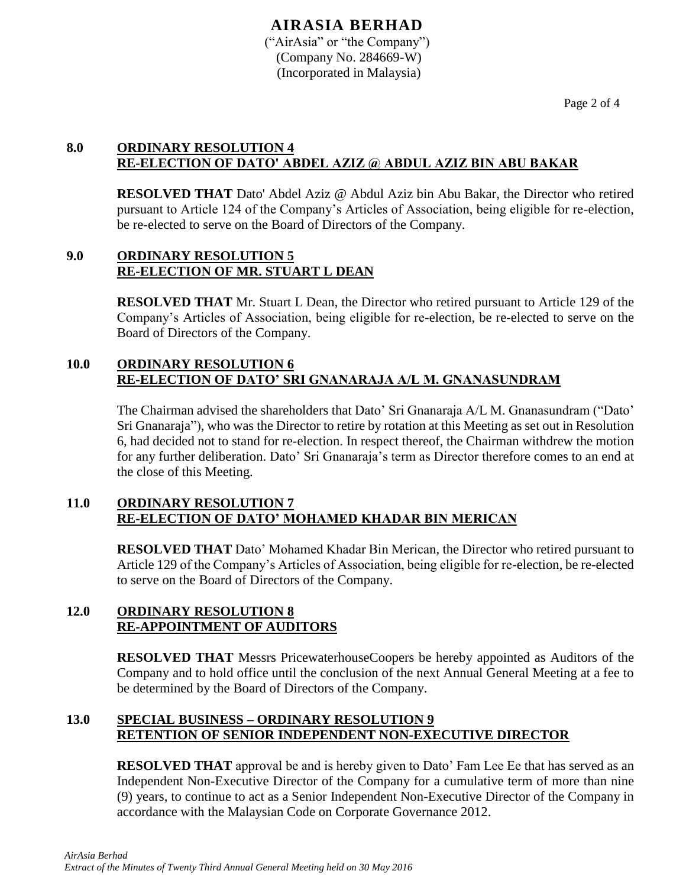## 8.0 ORDINARY RESOLUTION 4
## RE-ELECTION OF DATO' ABDEL AZIZ @ ABDUL AZIZ BIN ABU BAKAR

**RESOLVED THAT** Dato' Abdel Aziz @ Abdul Aziz bin Abu Bakar, the Director who retired pursuant to Article 124 of the Company's Articles of Association, being eligible for re-election, be re-elected to serve on the Board of Directors of the Company.

## 9.0 ORDINARY RESOLUTION 5
## RE-ELECTION OF MR. STUART L DEAN

**RESOLVED THAT** Mr. Stuart L Dean, the Director who retired pursuant to Article 129 of the Company's Articles of Association, being eligible for re-election, be re-elected to serve on the Board of Directors of the Company.

## 10.0 ORDINARY RESOLUTION 6
## RE-ELECTION OF DATO' SRI GNANARAJA A/L M. GNANASUNDRAM

The Chairman advised the shareholders that Dato' Sri Gnanaraja A/L M. Gnanasundram ("Dato' Sri Gnanaraja"), who was the Director to retire by rotation at this Meeting as set out in Resolution 6, had decided not to stand for re-election. In respect thereof, the Chairman withdrew the motion for any further deliberation. Dato' Sri Gnanaraja's term as Director therefore comes to an end at the close of this Meeting.

## 11.0 ORDINARY RESOLUTION 7
## RE-ELECTION OF DATO' MOHAMED KHADAR BIN MERICAN

**RESOLVED THAT** Dato' Mohamed Khadar Bin Merican, the Director who retired pursuant to Article 129 of the Company's Articles of Association, being eligible for re-election, be re-elected to serve on the Board of Directors of the Company.

## 12.0 ORDINARY RESOLUTION 8
## RE-APPOINTMENT OF AUDITORS

**RESOLVED THAT** Messrs PricewaterhouseCoopers be hereby appointed as Auditors of the Company and to hold office until the conclusion of the next Annual General Meeting at a fee to be determined by the Board of Directors of the Company.

## 13.0 SPECIAL BUSINESS – ORDINARY RESOLUTION 9
## RETENTION OF SENIOR INDEPENDENT NON-EXECUTIVE DIRECTOR

**RESOLVED THAT** approval be and is hereby given to Dato' Fam Lee Ee that has served as an Independent Non-Executive Director of the Company for a cumulative term of more than nine (9) years, to continue to act as a Senior Independent Non-Executive Director of the Company in accordance with the Malaysian Code on Corporate Governance 2012.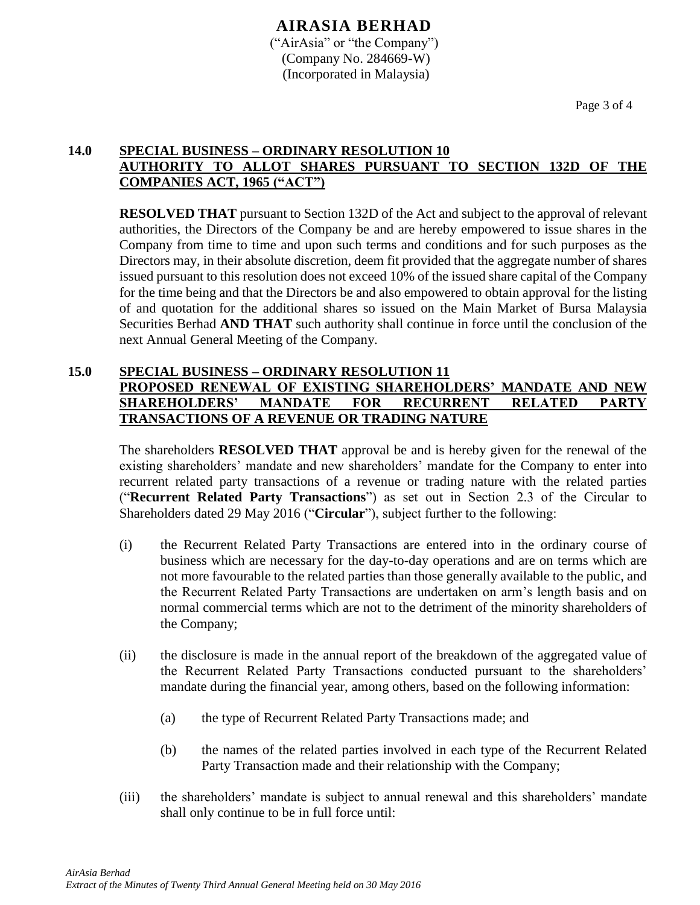## 14.0 SPECIAL BUSINESS – ORDINARY RESOLUTION 10
## AUTHORITY TO ALLOT SHARES PURSUANT TO SECTION 132D OF THE COMPANIES ACT, 1965 ("ACT")

**RESOLVED THAT** pursuant to Section 132D of the Act and subject to the approval of relevant authorities, the Directors of the Company be and are hereby empowered to issue shares in the Company from time to time and upon such terms and conditions and for such purposes as the Directors may, in their absolute discretion, deem fit provided that the aggregate number of shares issued pursuant to this resolution does not exceed 10% of the issued share capital of the Company for the time being and that the Directors be and also empowered to obtain approval for the listing of and quotation for the additional shares so issued on the Main Market of Bursa Malaysia Securities Berhad **AND THAT** such authority shall continue in force until the conclusion of the next Annual General Meeting of the Company.

## 15.0 SPECIAL BUSINESS – ORDINARY RESOLUTION 11
## PROPOSED RENEWAL OF EXISTING SHAREHOLDERS' MANDATE AND NEW SHAREHOLDERS' MANDATE FOR RECURRENT RELATED PARTY TRANSACTIONS OF A REVENUE OR TRADING NATURE

The shareholders **RESOLVED THAT** approval be and is hereby given for the renewal of the existing shareholders' mandate and new shareholders' mandate for the Company to enter into recurrent related party transactions of a revenue or trading nature with the related parties ("**Recurrent Related Party Transactions**") as set out in Section 2.3 of the Circular to Shareholders dated 29 May 2016 ("**Circular**"), subject further to the following:

(i) the Recurrent Related Party Transactions are entered into in the ordinary course of business which are necessary for the day-to-day operations and are on terms which are not more favourable to the related parties than those generally available to the public, and the Recurrent Related Party Transactions are undertaken on arm's length basis and on normal commercial terms which are not to the detriment of the minority shareholders of the Company;

(ii) the disclosure is made in the annual report of the breakdown of the aggregated value of the Recurrent Related Party Transactions conducted pursuant to the shareholders' mandate during the financial year, among others, based on the following information:

   (a) the type of Recurrent Related Party Transactions made; and

   (b) the names of the related parties involved in each type of the Recurrent Related Party Transaction made and their relationship with the Company;

(iii) the shareholders' mandate is subject to annual renewal and this shareholders' mandate shall only continue to be in full force until: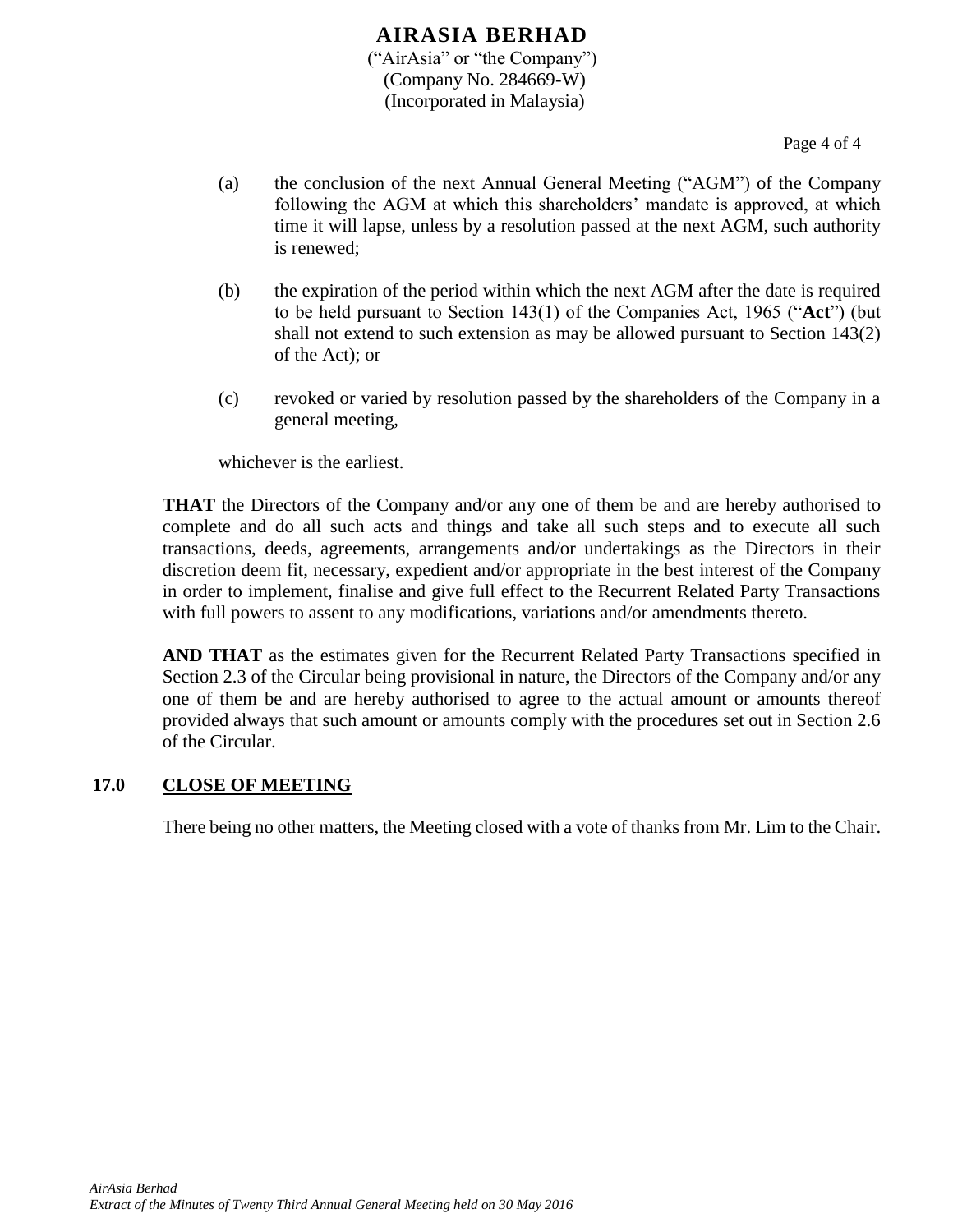(a) the conclusion of the next Annual General Meeting ("AGM") of the Company following the AGM at which this shareholders' mandate is approved, at which time it will lapse, unless by a resolution passed at the next AGM, such authority is renewed;

(b) the expiration of the period within which the next AGM after the date is required to be held pursuant to Section 143(1) of the Companies Act, 1965 ("**Act**") (but shall not extend to such extension as may be allowed pursuant to Section 143(2) of the Act); or

(c) revoked or varied by resolution passed by the shareholders of the Company in a general meeting,

whichever is the earliest.

**THAT** the Directors of the Company and/or any one of them be and are hereby authorised to complete and do all such acts and things and take all such steps and to execute all such transactions, deeds, agreements, arrangements and/or undertakings as the Directors in their discretion deem fit, necessary, expedient and/or appropriate in the best interest of the Company in order to implement, finalise and give full effect to the Recurrent Related Party Transactions with full powers to assent to any modifications, variations and/or amendments thereto.

**AND THAT** as the estimates given for the Recurrent Related Party Transactions specified in Section 2.3 of the Circular being provisional in nature, the Directors of the Company and/or any one of them be and are hereby authorised to agree to the actual amount or amounts thereof provided always that such amount or amounts comply with the procedures set out in Section 2.6 of the Circular.

## 17.0 CLOSE OF MEETING

There being no other matters, the Meeting closed with a vote of thanks from Mr. Lim to the Chair.